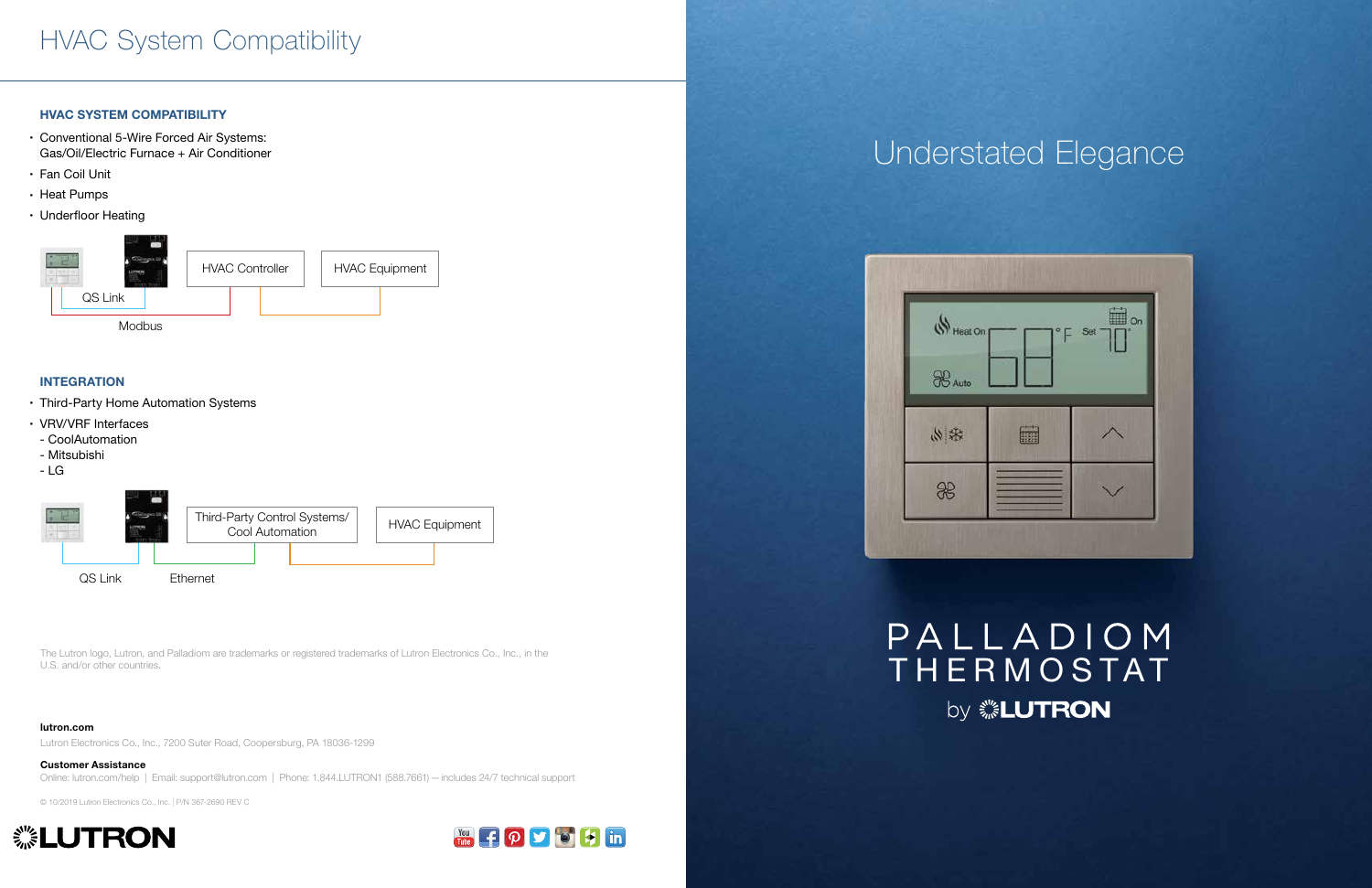# HVAC System Compatibility

### HVAC SYSTEM COMPATIBILITY

- Conventional 5-Wire Forced Air Systems: Gas/Oil/Electric Furnace + Air Conditioner
- Fan Coil Unit
- Heat Pumps
- Underfloor Heating

QS Link | HVAC Controller | HVAC Equipment

Modbus

### INTEGRATION

- Third-Party Home Automation Systems
- VRV/VRF Interfaces
  - CoolAutomation
  - Mitsubishi
  - LG

Third-Party Control Systems/ Cool Automation | HVAC Equipment

QS Link | Ethernet

The Lutron logo, Lutron, and Palladiom are trademarks or registered trademarks of Lutron Electronics Co., Inc., in the U.S. and/or other countries.

**lutron.com**

Lutron Electronics Co., Inc., 7200 Suter Road, Coopersburg, PA 18036-1299

**Customer Assistance**

Online: lutron.com/help | Email: support@lutron.com | Phone: 1.844.LUTRON1 (588.7661) — includes 24/7 technical support

© 10/2019 Lutron Electronics Co., Inc. | P/N 367-2690 REV C

LUTRON

# Understated Elegance

Heat On 68 °F Set 70° On

Auto

# PALLADIOM THERMOSTAT

by LUTRON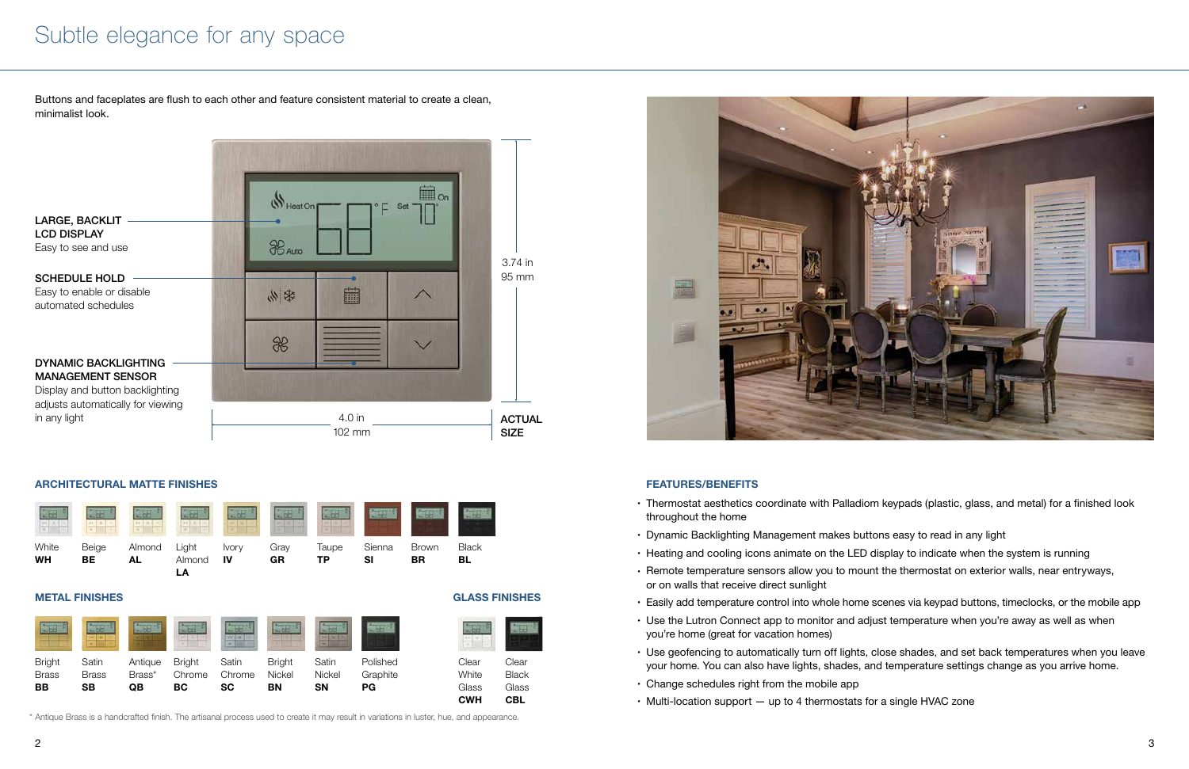# Subtle elegance for any space

Buttons and faceplates are flush to each other and feature consistent material to create a clean, minimalist look.

**LARGE, BACKLIT LCD DISPLAY**
Easy to see and use

**SCHEDULE HOLD**
Easy to enable or disable automated schedules

**DYNAMIC BACKLIGHTING MANAGEMENT SENSOR**
Display and button backlighting adjusts automatically for viewing in any light

3.74 in
95 mm

4.0 in
102 mm

**ACTUAL SIZE**

## ARCHITECTURAL MATTE FINISHES

| | | | | | | | | | |
|---|---|---|---|---|---|---|---|---|---|
| White | Beige | Almond | Light Almond | Ivory | Gray | Taupe | Sienna | Brown | Black |
| **WH** | **BE** | **AL** | **LA** | **IV** | **GR** | **TP** | **SI** | **BR** | **BL** |

## METAL FINISHES

| | | | | | | | |
|---|---|---|---|---|---|---|---|
| Bright Brass | Satin Brass | Antique Brass* | Bright Chrome | Satin Chrome | Bright Nickel | Satin Nickel | Polished Graphite |
| **BB** | **SB** | **QB** | **BC** | **SC** | **BN** | **SN** | **PG** |

## GLASS FINISHES

| | |
|---|---|
| Clear White Glass | Clear Black Glass |
| **CWH** | **CBL** |

\* Antique Brass is a handcrafted finish. The artisanal process used to create it may result in variations in luster, hue, and appearance.

## FEATURES/BENEFITS

- Thermostat aesthetics coordinate with Palladiom keypads (plastic, glass, and metal) for a finished look throughout the home
- Dynamic Backlighting Management makes buttons easy to read in any light
- Heating and cooling icons animate on the LED display to indicate when the system is running
- Remote temperature sensors allow you to mount the thermostat on exterior walls, near entryways, or on walls that receive direct sunlight
- Easily add temperature control into whole home scenes via keypad buttons, timeclocks, or the mobile app
- Use the Lutron Connect app to monitor and adjust temperature when you're away as well as when you're home (great for vacation homes)
- Use geofencing to automatically turn off lights, close shades, and set back temperatures when you leave your home. You can also have lights, shades, and temperature settings change as you arrive home.
- Change schedules right from the mobile app
- Multi-location support — up to 4 thermostats for a single HVAC zone